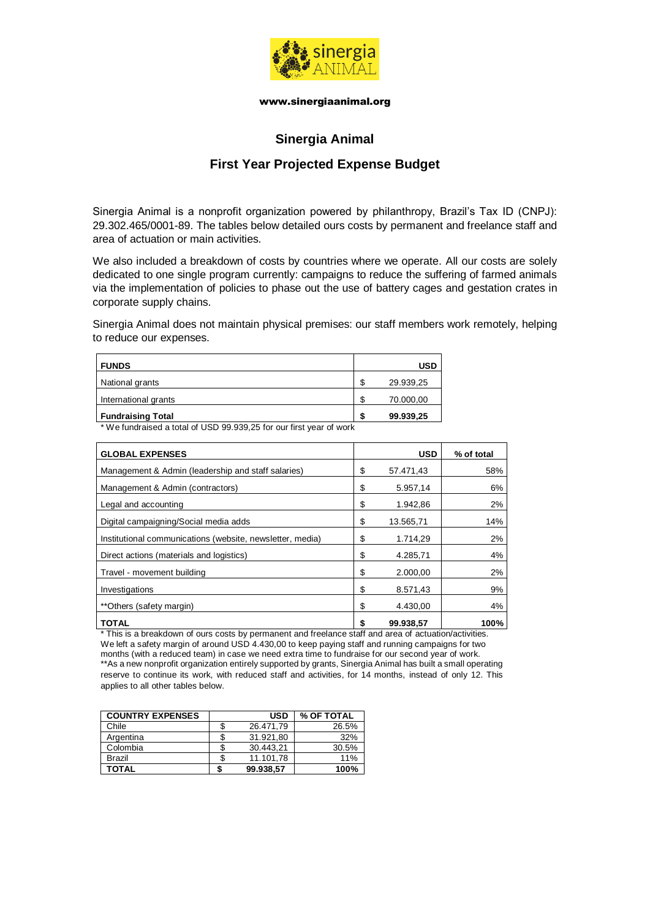www.sinergiaanimal.org

# Sinergia Animal

## First Year Projected Expense Budget

Sinergia Animal is a nonprofit organization powered by philanthropy, Brazil's Tax ID (CNPJ): 29.302.465/0001-89. The tables below detailed ours costs by permanent and freelance staff and area of actuation or main activities.

We also included a breakdown of costs by countries where we operate. All our costs are solely dedicated to one single program currently: campaigns to reduce the suffering of farmed animals via the implementation of policies to phase out the use of battery cages and gestation crates in corporate supply chains.

Sinergia Animal does not maintain physical premises: our staff members work remotely, helping to reduce our expenses.

| FUNDS | USD |
|---|---|
| National grants | $ 29.939,25 |
| International grants | $ 70.000,00 |
| **Fundraising Total** | **$ 99.939,25** |

\* We fundraised a total of USD 99.939,25 for our first year of work

| GLOBAL EXPENSES | USD | % of total |
|---|---|---|
| Management & Admin (leadership and staff salaries) | $ 57.471,43 | 58% |
| Management & Admin (contractors) | $ 5.957,14 | 6% |
| Legal and accounting | $ 1.942,86 | 2% |
| Digital campaigning/Social media adds | $ 13.565,71 | 14% |
| Institutional communications (website, newsletter, media) | $ 1.714,29 | 2% |
| Direct actions (materials and logistics) | $ 4.285,71 | 4% |
| Travel - movement building | $ 2.000,00 | 2% |
| Investigations | $ 8.571,43 | 9% |
| **Others (safety margin) | $ 4.430,00 | 4% |
| **TOTAL** | **$ 99.938,57** | **100%** |

\* This is a breakdown of ours costs by permanent and freelance staff and area of actuation/activities. We left a safety margin of around USD 4.430,00 to keep paying staff and running campaigns for two months (with a reduced team) in case we need extra time to fundraise for our second year of work.
\*\*As a new nonprofit organization entirely supported by grants, Sinergia Animal has built a small operating reserve to continue its work, with reduced staff and activities, for 14 months, instead of only 12. This applies to all other tables below.

| COUNTRY EXPENSES | USD | % OF TOTAL |
|---|---|---|
| Chile | $ 26.471,79 | 26.5% |
| Argentina | $ 31.921,80 | 32% |
| Colombia | $ 30.443,21 | 30.5% |
| Brazil | $ 11.101,78 | 11% |
| **TOTAL** | **$ 99.938,57** | **100%** |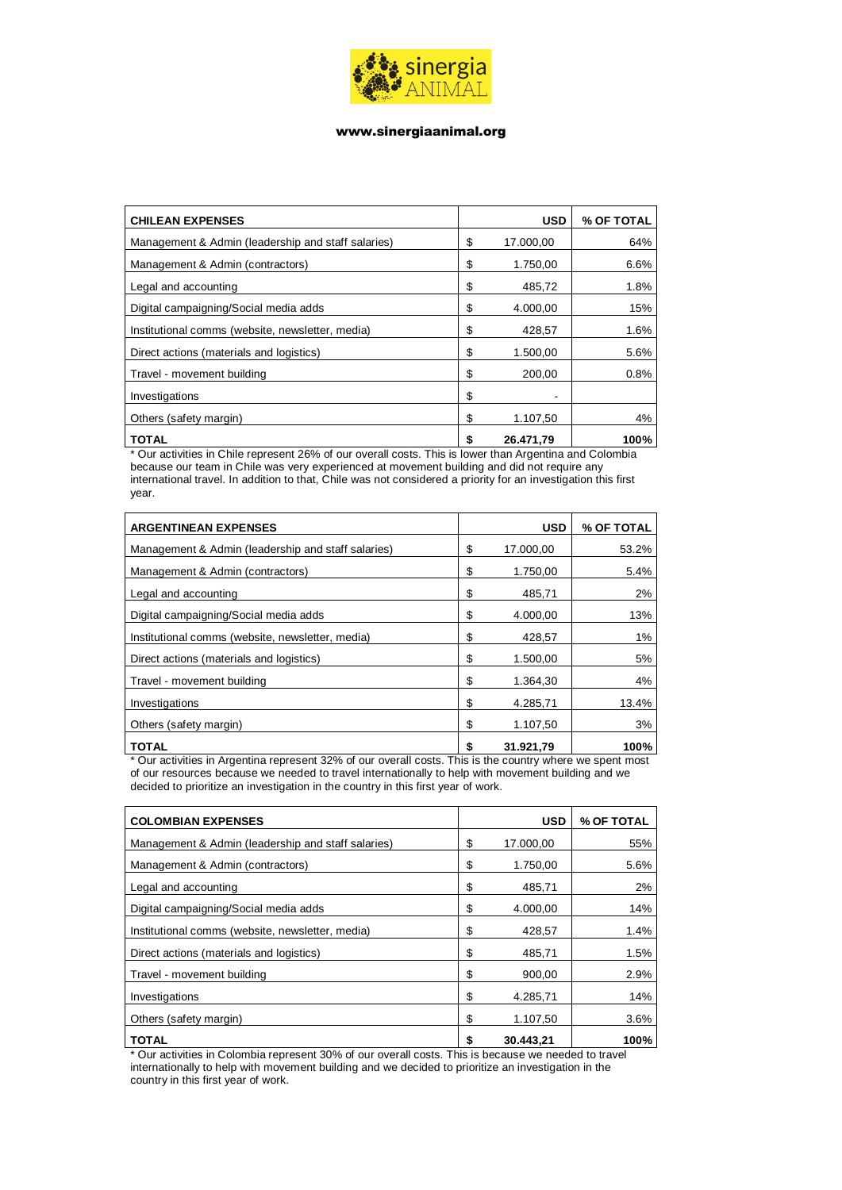sinergia ANIMAL

www.sinergiaanimal.org

| CHILEAN EXPENSES | USD | % OF TOTAL |
|---|---|---|
| Management & Admin (leadership and staff salaries) | $ 17.000,00 | 64% |
| Management & Admin (contractors) | $ 1.750,00 | 6.6% |
| Legal and accounting | $ 485,72 | 1.8% |
| Digital campaigning/Social media adds | $ 4.000,00 | 15% |
| Institutional comms (website, newsletter, media) | $ 428,57 | 1.6% |
| Direct actions (materials and logistics) | $ 1.500,00 | 5.6% |
| Travel - movement building | $ 200,00 | 0.8% |
| Investigations | $ - | |
| Others (safety margin) | $ 1.107,50 | 4% |
| **TOTAL** | **$ 26.471,79** | **100%** |

* Our activities in Chile represent 26% of our overall costs. This is lower than Argentina and Colombia because our team in Chile was very experienced at movement building and did not require any international travel. In addition to that, Chile was not considered a priority for an investigation this first year.

| ARGENTINEAN EXPENSES | USD | % OF TOTAL |
|---|---|---|
| Management & Admin (leadership and staff salaries) | $ 17.000,00 | 53.2% |
| Management & Admin (contractors) | $ 1.750,00 | 5.4% |
| Legal and accounting | $ 485,71 | 2% |
| Digital campaigning/Social media adds | $ 4.000,00 | 13% |
| Institutional comms (website, newsletter, media) | $ 428,57 | 1% |
| Direct actions (materials and logistics) | $ 1.500,00 | 5% |
| Travel - movement building | $ 1.364,30 | 4% |
| Investigations | $ 4.285,71 | 13.4% |
| Others (safety margin) | $ 1.107,50 | 3% |
| **TOTAL** | **$ 31.921,79** | **100%** |

* Our activities in Argentina represent 32% of our overall costs. This is the country where we spent most of our resources because we needed to travel internationally to help with movement building and we decided to prioritize an investigation in the country in this first year of work.

| COLOMBIAN EXPENSES | USD | % OF TOTAL |
|---|---|---|
| Management & Admin (leadership and staff salaries) | $ 17.000,00 | 55% |
| Management & Admin (contractors) | $ 1.750,00 | 5.6% |
| Legal and accounting | $ 485,71 | 2% |
| Digital campaigning/Social media adds | $ 4.000,00 | 14% |
| Institutional comms (website, newsletter, media) | $ 428,57 | 1.4% |
| Direct actions (materials and logistics) | $ 485,71 | 1.5% |
| Travel - movement building | $ 900,00 | 2.9% |
| Investigations | $ 4.285,71 | 14% |
| Others (safety margin) | $ 1.107,50 | 3.6% |
| **TOTAL** | **$ 30.443,21** | **100%** |

* Our activities in Colombia represent 30% of our overall costs. This is because we needed to travel internationally to help with movement building and we decided to prioritize an investigation in the country in this first year of work.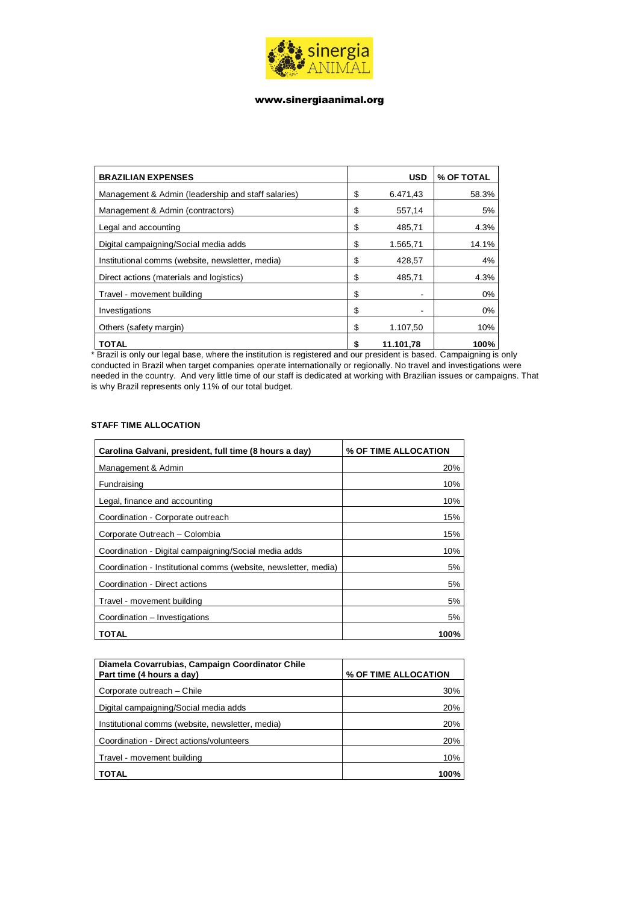www.sinergiaanimal.org

| BRAZILIAN EXPENSES | USD | % OF TOTAL |
| --- | --- | --- |
| Management & Admin (leadership and staff salaries) | $ 6.471,43 | 58.3% |
| Management & Admin (contractors) | $ 557,14 | 5% |
| Legal and accounting | $ 485,71 | 4.3% |
| Digital campaigning/Social media adds | $ 1.565,71 | 14.1% |
| Institutional comms (website, newsletter, media) | $ 428,57 | 4% |
| Direct actions (materials and logistics) | $ 485,71 | 4.3% |
| Travel - movement building | $ - | 0% |
| Investigations | $ - | 0% |
| Others (safety margin) | $ 1.107,50 | 10% |
| **TOTAL** | **$ 11.101,78** | **100%** |

* Brazil is only our legal base, where the institution is registered and our president is based. Campaigning is only conducted in Brazil when target companies operate internationally or regionally. No travel and investigations were needed in the country. And very little time of our staff is dedicated at working with Brazilian issues or campaigns. That is why Brazil represents only 11% of our total budget.

**STAFF TIME ALLOCATION**

| Carolina Galvani, president, full time (8 hours a day) | % OF TIME ALLOCATION |
| --- | --- |
| Management & Admin | 20% |
| Fundraising | 10% |
| Legal, finance and accounting | 10% |
| Coordination - Corporate outreach | 15% |
| Corporate Outreach – Colombia | 15% |
| Coordination - Digital campaigning/Social media adds | 10% |
| Coordination - Institutional comms (website, newsletter, media) | 5% |
| Coordination - Direct actions | 5% |
| Travel - movement building | 5% |
| Coordination – Investigations | 5% |
| **TOTAL** | **100%** |

| Diamela Covarrubias, Campaign Coordinator Chile Part time (4 hours a day) | % OF TIME ALLOCATION |
| --- | --- |
| Corporate outreach – Chile | 30% |
| Digital campaigning/Social media adds | 20% |
| Institutional comms (website, newsletter, media) | 20% |
| Coordination - Direct actions/volunteers | 20% |
| Travel - movement building | 10% |
| **TOTAL** | **100%** |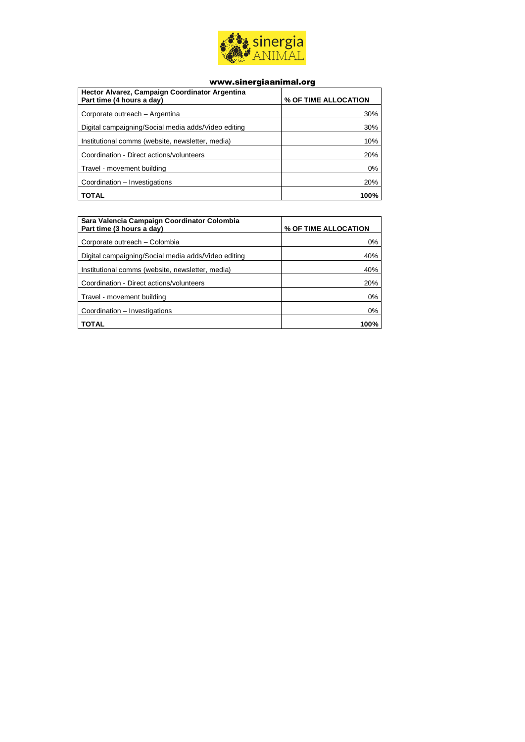sinergia ANIMAL

www.sinergiaanimal.org

| Hector Alvarez, Campaign Coordinator Argentina<br>Part time (4 hours a day) | % OF TIME ALLOCATION |
|---|---|
| Corporate outreach – Argentina | 30% |
| Digital campaigning/Social media adds/Video editing | 30% |
| Institutional comms (website, newsletter, media) | 10% |
| Coordination - Direct actions/volunteers | 20% |
| Travel - movement building | 0% |
| Coordination – Investigations | 20% |
| **TOTAL** | **100%** |

| Sara Valencia Campaign Coordinator Colombia<br>Part time (3 hours a day) | % OF TIME ALLOCATION |
|---|---|
| Corporate outreach – Colombia | 0% |
| Digital campaigning/Social media adds/Video editing | 40% |
| Institutional comms (website, newsletter, media) | 40% |
| Coordination - Direct actions/volunteers | 20% |
| Travel - movement building | 0% |
| Coordination – Investigations | 0% |
| **TOTAL** | **100%** |